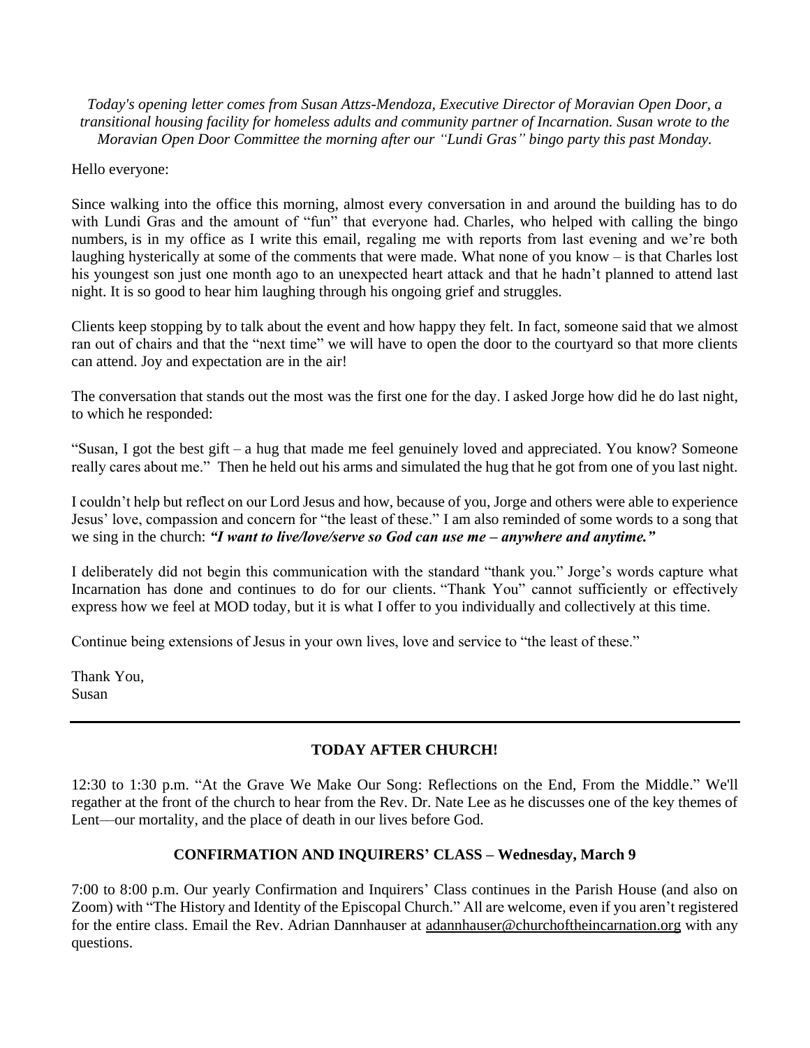*Today's opening letter comes from Susan Attzs-Mendoza, Executive Director of Moravian Open Door, a transitional housing facility for homeless adults and community partner of Incarnation. Susan wrote to the Moravian Open Door Committee the morning after our "Lundi Gras" bingo party this past Monday.*

Hello everyone:

Since walking into the office this morning, almost every conversation in and around the building has to do with Lundi Gras and the amount of "fun" that everyone had. Charles, who helped with calling the bingo numbers, is in my office as I write this email, regaling me with reports from last evening and we're both laughing hysterically at some of the comments that were made. What none of you know – is that Charles lost his youngest son just one month ago to an unexpected heart attack and that he hadn't planned to attend last night. It is so good to hear him laughing through his ongoing grief and struggles.

Clients keep stopping by to talk about the event and how happy they felt. In fact, someone said that we almost ran out of chairs and that the "next time" we will have to open the door to the courtyard so that more clients can attend. Joy and expectation are in the air!

The conversation that stands out the most was the first one for the day. I asked Jorge how did he do last night, to which he responded:

"Susan, I got the best gift – a hug that made me feel genuinely loved and appreciated. You know? Someone really cares about me." Then he held out his arms and simulated the hug that he got from one of you last night.

I couldn't help but reflect on our Lord Jesus and how, because of you, Jorge and others were able to experience Jesus' love, compassion and concern for "the least of these." I am also reminded of some words to a song that we sing in the church: ***"I want to live/love/serve so God can use me – anywhere and anytime."***

I deliberately did not begin this communication with the standard "thank you." Jorge's words capture what Incarnation has done and continues to do for our clients. "Thank You" cannot sufficiently or effectively express how we feel at MOD today, but it is what I offer to you individually and collectively at this time.

Continue being extensions of Jesus in your own lives, love and service to "the least of these."

Thank You,
Susan

---

## TODAY AFTER CHURCH!

12:30 to 1:30 p.m. "At the Grave We Make Our Song: Reflections on the End, From the Middle." We'll regather at the front of the church to hear from the Rev. Dr. Nate Lee as he discusses one of the key themes of Lent—our mortality, and the place of death in our lives before God.

## CONFIRMATION AND INQUIRERS' CLASS – Wednesday, March 9

7:00 to 8:00 p.m. Our yearly Confirmation and Inquirers' Class continues in the Parish House (and also on Zoom) with "The History and Identity of the Episcopal Church." All are welcome, even if you aren't registered for the entire class. Email the Rev. Adrian Dannhauser at adannhauser@churchoftheincarnation.org with any questions.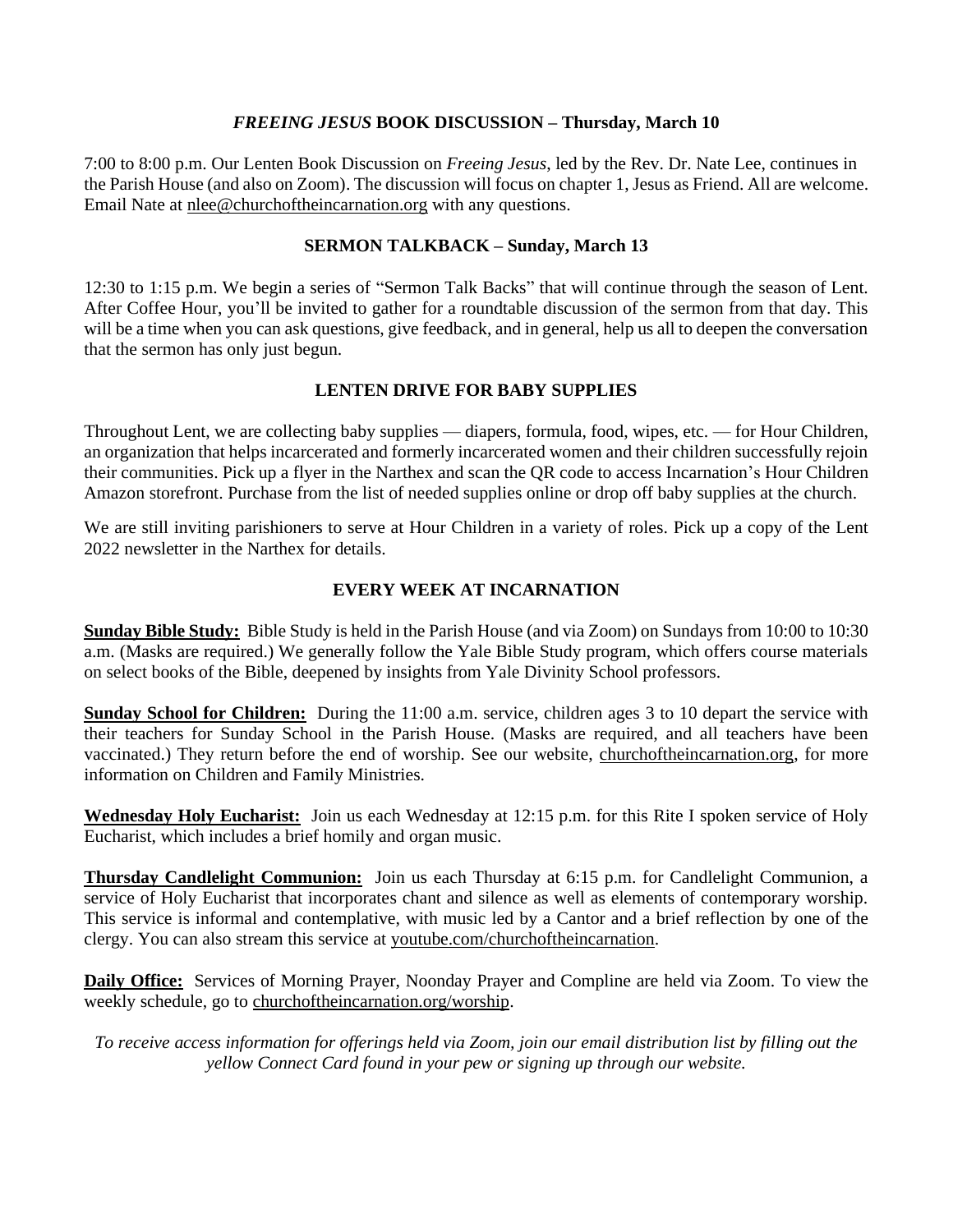## *FREEING JESUS* BOOK DISCUSSION – Thursday, March 10

7:00 to 8:00 p.m. Our Lenten Book Discussion on *Freeing Jesus*, led by the Rev. Dr. Nate Lee, continues in the Parish House (and also on Zoom). The discussion will focus on chapter 1, Jesus as Friend. All are welcome. Email Nate at nlee@churchoftheincarnation.org with any questions.

## SERMON TALKBACK – Sunday, March 13

12:30 to 1:15 p.m. We begin a series of "Sermon Talk Backs" that will continue through the season of Lent. After Coffee Hour, you'll be invited to gather for a roundtable discussion of the sermon from that day. This will be a time when you can ask questions, give feedback, and in general, help us all to deepen the conversation that the sermon has only just begun.

## LENTEN DRIVE FOR BABY SUPPLIES

Throughout Lent, we are collecting baby supplies — diapers, formula, food, wipes, etc. — for Hour Children, an organization that helps incarcerated and formerly incarcerated women and their children successfully rejoin their communities. Pick up a flyer in the Narthex and scan the QR code to access Incarnation's Hour Children Amazon storefront. Purchase from the list of needed supplies online or drop off baby supplies at the church.

We are still inviting parishioners to serve at Hour Children in a variety of roles. Pick up a copy of the Lent 2022 newsletter in the Narthex for details.

## EVERY WEEK AT INCARNATION

**Sunday Bible Study:** Bible Study is held in the Parish House (and via Zoom) on Sundays from 10:00 to 10:30 a.m. (Masks are required.) We generally follow the Yale Bible Study program, which offers course materials on select books of the Bible, deepened by insights from Yale Divinity School professors.

**Sunday School for Children:** During the 11:00 a.m. service, children ages 3 to 10 depart the service with their teachers for Sunday School in the Parish House. (Masks are required, and all teachers have been vaccinated.) They return before the end of worship. See our website, churchoftheincarnation.org, for more information on Children and Family Ministries.

**Wednesday Holy Eucharist:** Join us each Wednesday at 12:15 p.m. for this Rite I spoken service of Holy Eucharist, which includes a brief homily and organ music.

**Thursday Candlelight Communion:** Join us each Thursday at 6:15 p.m. for Candlelight Communion, a service of Holy Eucharist that incorporates chant and silence as well as elements of contemporary worship. This service is informal and contemplative, with music led by a Cantor and a brief reflection by one of the clergy. You can also stream this service at youtube.com/churchoftheincarnation.

**Daily Office:** Services of Morning Prayer, Noonday Prayer and Compline are held via Zoom. To view the weekly schedule, go to churchoftheincarnation.org/worship.

*To receive access information for offerings held via Zoom, join our email distribution list by filling out the yellow Connect Card found in your pew or signing up through our website.*